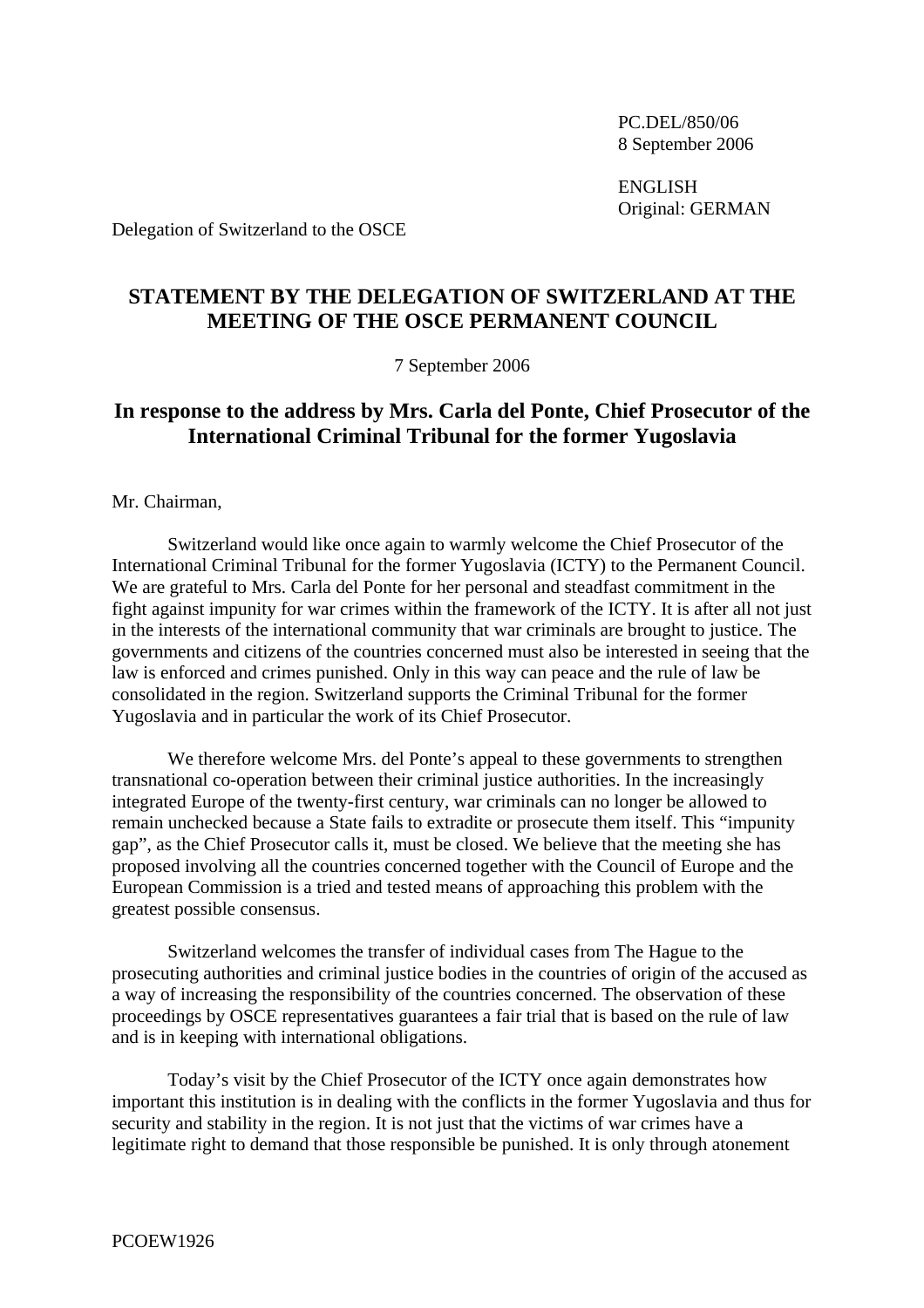PC.DEL/850/06
8 September 2006

ENGLISH
Original: GERMAN

Delegation of Switzerland to the OSCE

# STATEMENT BY THE DELEGATION OF SWITZERLAND AT THE MEETING OF THE OSCE PERMANENT COUNCIL

7 September 2006

## In response to the address by Mrs. Carla del Ponte, Chief Prosecutor of the International Criminal Tribunal for the former Yugoslavia

Mr. Chairman,

Switzerland would like once again to warmly welcome the Chief Prosecutor of the International Criminal Tribunal for the former Yugoslavia (ICTY) to the Permanent Council. We are grateful to Mrs. Carla del Ponte for her personal and steadfast commitment in the fight against impunity for war crimes within the framework of the ICTY. It is after all not just in the interests of the international community that war criminals are brought to justice. The governments and citizens of the countries concerned must also be interested in seeing that the law is enforced and crimes punished. Only in this way can peace and the rule of law be consolidated in the region. Switzerland supports the Criminal Tribunal for the former Yugoslavia and in particular the work of its Chief Prosecutor.

We therefore welcome Mrs. del Ponte's appeal to these governments to strengthen transnational co-operation between their criminal justice authorities. In the increasingly integrated Europe of the twenty-first century, war criminals can no longer be allowed to remain unchecked because a State fails to extradite or prosecute them itself. This "impunity gap", as the Chief Prosecutor calls it, must be closed. We believe that the meeting she has proposed involving all the countries concerned together with the Council of Europe and the European Commission is a tried and tested means of approaching this problem with the greatest possible consensus.

Switzerland welcomes the transfer of individual cases from The Hague to the prosecuting authorities and criminal justice bodies in the countries of origin of the accused as a way of increasing the responsibility of the countries concerned. The observation of these proceedings by OSCE representatives guarantees a fair trial that is based on the rule of law and is in keeping with international obligations.

Today's visit by the Chief Prosecutor of the ICTY once again demonstrates how important this institution is in dealing with the conflicts in the former Yugoslavia and thus for security and stability in the region. It is not just that the victims of war crimes have a legitimate right to demand that those responsible be punished. It is only through atonement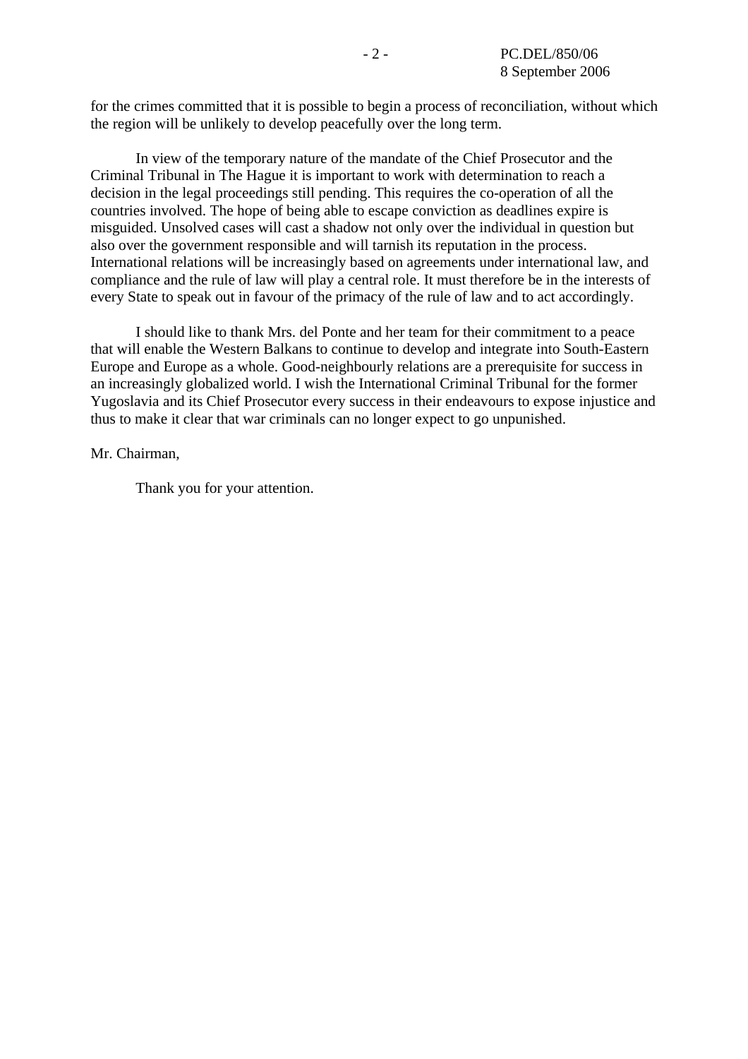for the crimes committed that it is possible to begin a process of reconciliation, without which the region will be unlikely to develop peacefully over the long term.

In view of the temporary nature of the mandate of the Chief Prosecutor and the Criminal Tribunal in The Hague it is important to work with determination to reach a decision in the legal proceedings still pending. This requires the co-operation of all the countries involved. The hope of being able to escape conviction as deadlines expire is misguided. Unsolved cases will cast a shadow not only over the individual in question but also over the government responsible and will tarnish its reputation in the process. International relations will be increasingly based on agreements under international law, and compliance and the rule of law will play a central role. It must therefore be in the interests of every State to speak out in favour of the primacy of the rule of law and to act accordingly.

I should like to thank Mrs. del Ponte and her team for their commitment to a peace that will enable the Western Balkans to continue to develop and integrate into South-Eastern Europe and Europe as a whole. Good-neighbourly relations are a prerequisite for success in an increasingly globalized world. I wish the International Criminal Tribunal for the former Yugoslavia and its Chief Prosecutor every success in their endeavours to expose injustice and thus to make it clear that war criminals can no longer expect to go unpunished.

Mr. Chairman,

Thank you for your attention.